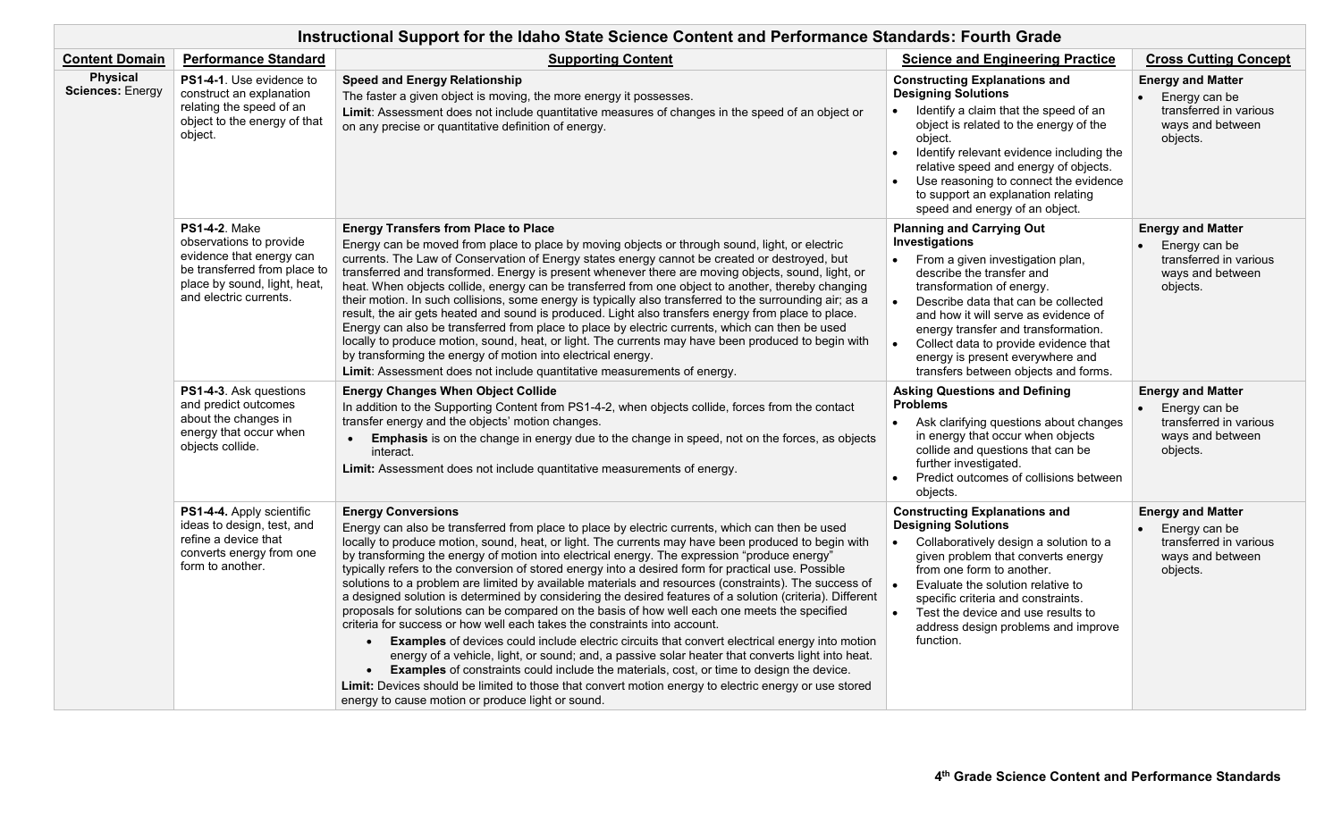# Instructional Support for the Idaho State Science Content and Performance Standards: Fourth Grade

| Content Domain | Performance Standard | Supporting Content | Science and Engineering Practice | Cross Cutting Concept |
|---|---|---|---|---|
| **Physical Sciences:** Energy | **PS1-4-1**. Use evidence to construct an explanation relating the speed of an object to the energy of that object. | **Speed and Energy Relationship**<br>The faster a given object is moving, the more energy it possesses.<br>**Limit**: Assessment does not include quantitative measures of changes in the speed of an object or on any precise or quantitative definition of energy. | **Constructing Explanations and Designing Solutions**<br>• Identify a claim that the speed of an object is related to the energy of the object.<br>• Identify relevant evidence including the relative speed and energy of objects.<br>• Use reasoning to connect the evidence to support an explanation relating speed and energy of an object. | **Energy and Matter**<br>• Energy can be transferred in various ways and between objects. |
| | **PS1-4-2**. Make observations to provide evidence that energy can be transferred from place to place by sound, light, heat, and electric currents. | **Energy Transfers from Place to Place**<br>Energy can be moved from place to place by moving objects or through sound, light, or electric currents. The Law of Conservation of Energy states energy cannot be created or destroyed, but transferred and transformed. Energy is present whenever there are moving objects, sound, light, or heat. When objects collide, energy can be transferred from one object to another, thereby changing their motion. In such collisions, some energy is typically also transferred to the surrounding air; as a result, the air gets heated and sound is produced. Light also transfers energy from place to place. Energy can also be transferred from place to place by electric currents, which can then be used locally to produce motion, sound, heat, or light. The currents may have been produced to begin with by transforming the energy of motion into electrical energy.<br>**Limit**: Assessment does not include quantitative measurements of energy. | **Planning and Carrying Out Investigations**<br>• From a given investigation plan, describe the transfer and transformation of energy.<br>• Describe data that can be collected and how it will serve as evidence of energy transfer and transformation.<br>• Collect data to provide evidence that energy is present everywhere and transfers between objects and forms. | **Energy and Matter**<br>• Energy can be transferred in various ways and between objects. |
| | **PS1-4-3**. Ask questions and predict outcomes about the changes in energy that occur when objects collide. | **Energy Changes When Object Collide**<br>In addition to the Supporting Content from PS1-4-2, when objects collide, forces from the contact transfer energy and the objects' motion changes.<br>• **Emphasis** is on the change in energy due to the change in speed, not on the forces, as objects interact.<br>**Limit:** Assessment does not include quantitative measurements of energy. | **Asking Questions and Defining Problems**<br>• Ask clarifying questions about changes in energy that occur when objects collide and questions that can be further investigated.<br>• Predict outcomes of collisions between objects. | **Energy and Matter**<br>• Energy can be transferred in various ways and between objects. |
| | **PS1-4-4.** Apply scientific ideas to design, test, and refine a device that converts energy from one form to another. | **Energy Conversions**<br>Energy can also be transferred from place to place by electric currents, which can then be used locally to produce motion, sound, heat, or light. The currents may have been produced to begin with by transforming the energy of motion into electrical energy. The expression "produce energy" typically refers to the conversion of stored energy into a desired form for practical use. Possible solutions to a problem are limited by available materials and resources (constraints). The success of a designed solution is determined by considering the desired features of a solution (criteria). Different proposals for solutions can be compared on the basis of how well each one meets the specified criteria for success or how well each takes the constraints into account.<br>• **Examples** of devices could include electric circuits that convert electrical energy into motion energy of a vehicle, light, or sound; and, a passive solar heater that converts light into heat.<br>• **Examples** of constraints could include the materials, cost, or time to design the device.<br>**Limit:** Devices should be limited to those that convert motion energy to electric energy or use stored energy to cause motion or produce light or sound. | **Constructing Explanations and Designing Solutions**<br>• Collaboratively design a solution to a given problem that converts energy from one form to another.<br>• Evaluate the solution relative to specific criteria and constraints.<br>• Test the device and use results to address design problems and improve function. | **Energy and Matter**<br>• Energy can be transferred in various ways and between objects. |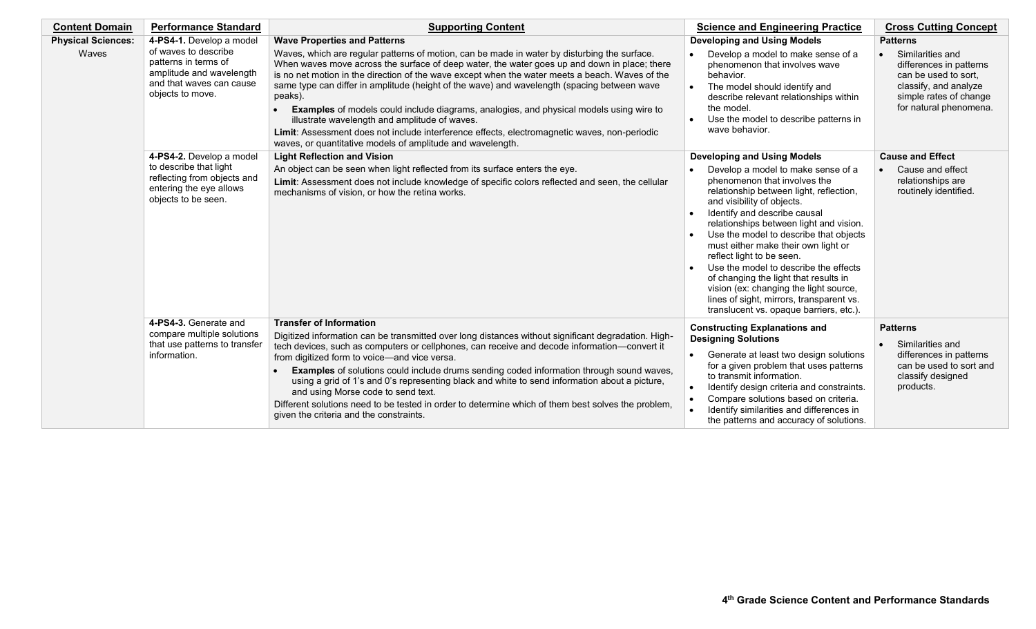| Content Domain | Performance Standard | Supporting Content | Science and Engineering Practice | Cross Cutting Concept |
|---|---|---|---|---|
| **Physical Sciences:** Waves | **4-PS4-1.** Develop a model of waves to describe patterns in terms of amplitude and wavelength and that waves can cause objects to move. | **Wave Properties and Patterns**<br>Waves, which are regular patterns of motion, can be made in water by disturbing the surface. When waves move across the surface of deep water, the water goes up and down in place; there is no net motion in the direction of the wave except when the water meets a beach. Waves of the same type can differ in amplitude (height of the wave) and wavelength (spacing between wave peaks).<br>• **Examples** of models could include diagrams, analogies, and physical models using wire to illustrate wavelength and amplitude of waves.<br>**Limit**: Assessment does not include interference effects, electromagnetic waves, non-periodic waves, or quantitative models of amplitude and wavelength. | **Developing and Using Models**<br>• Develop a model to make sense of a phenomenon that involves wave behavior.<br>• The model should identify and describe relevant relationships within the model.<br>• Use the model to describe patterns in wave behavior. | **Patterns**<br>• Similarities and differences in patterns can be used to sort, classify, and analyze simple rates of change for natural phenomena. |
| | **4-PS4-2.** Develop a model to describe that light reflecting from objects and entering the eye allows objects to be seen. | **Light Reflection and Vision**<br>An object can be seen when light reflected from its surface enters the eye.<br>**Limit**: Assessment does not include knowledge of specific colors reflected and seen, the cellular mechanisms of vision, or how the retina works. | **Developing and Using Models**<br>• Develop a model to make sense of a phenomenon that involves the relationship between light, reflection, and visibility of objects.<br>• Identify and describe causal relationships between light and vision.<br>• Use the model to describe that objects must either make their own light or reflect light to be seen.<br>• Use the model to describe the effects of changing the light that results in vision (ex: changing the light source, lines of sight, mirrors, transparent vs. translucent vs. opaque barriers, etc.). | **Cause and Effect**<br>• Cause and effect relationships are routinely identified. |
| | **4-PS4-3.** Generate and compare multiple solutions that use patterns to transfer information. | **Transfer of Information**<br>Digitized information can be transmitted over long distances without significant degradation. High-tech devices, such as computers or cellphones, can receive and decode information—convert it from digitized form to voice—and vice versa.<br>• **Examples** of solutions could include drums sending coded information through sound waves, using a grid of 1's and 0's representing black and white to send information about a picture, and using Morse code to send text.<br>Different solutions need to be tested in order to determine which of them best solves the problem, given the criteria and the constraints. | **Constructing Explanations and Designing Solutions**<br>• Generate at least two design solutions for a given problem that uses patterns to transmit information.<br>• Identify design criteria and constraints.<br>• Compare solutions based on criteria.<br>• Identify similarities and differences in the patterns and accuracy of solutions. | **Patterns**<br>• Similarities and differences in patterns can be used to sort and classify designed products. |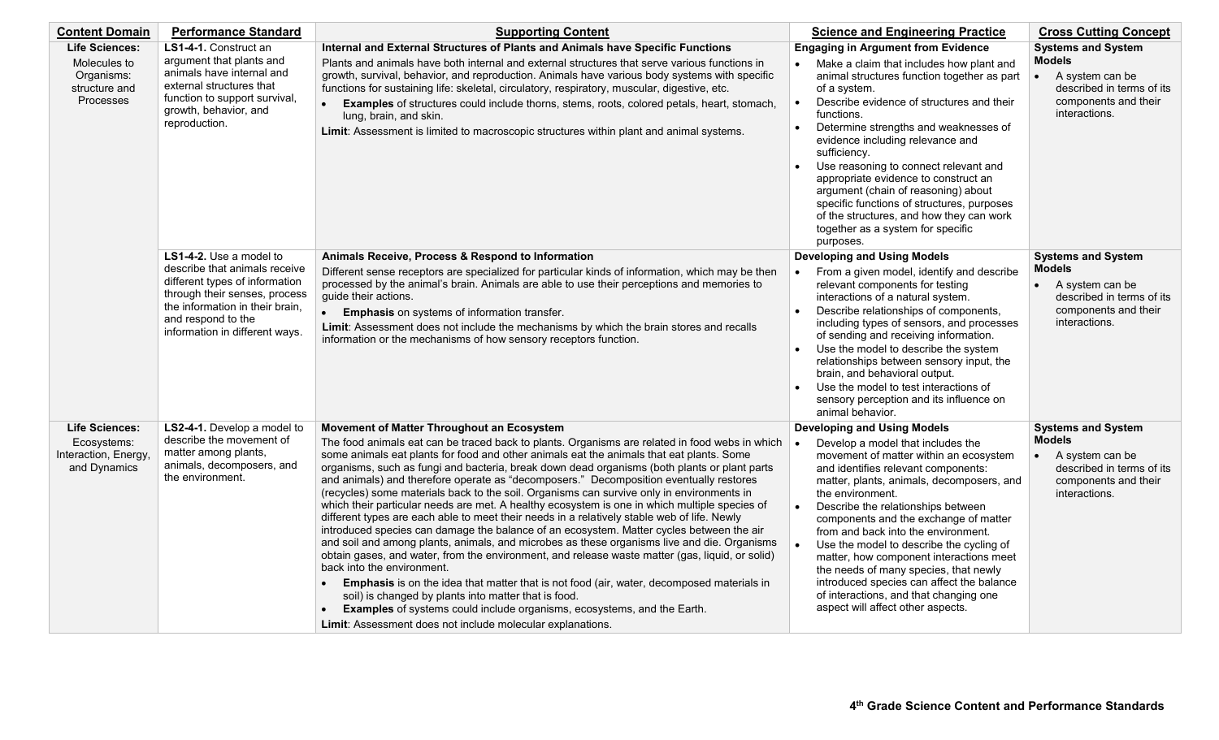| Content Domain | Performance Standard | Supporting Content | Science and Engineering Practice | Cross Cutting Concept |
|---|---|---|---|---|
| **Life Sciences:** Molecules to Organisms: structure and Processes | **LS1-4-1.** Construct an argument that plants and animals have internal and external structures that function to support survival, growth, behavior, and reproduction. | **Internal and External Structures of Plants and Animals have Specific Functions**<br>Plants and animals have both internal and external structures that serve various functions in growth, survival, behavior, and reproduction. Animals have various body systems with specific functions for sustaining life: skeletal, circulatory, respiratory, muscular, digestive, etc.<br>• **Examples** of structures could include thorns, stems, roots, colored petals, heart, stomach, lung, brain, and skin.<br>**Limit**: Assessment is limited to macroscopic structures within plant and animal systems. | **Engaging in Argument from Evidence**<br>• Make a claim that includes how plant and animal structures function together as part of a system.<br>• Describe evidence of structures and their functions.<br>• Determine strengths and weaknesses of evidence including relevance and sufficiency.<br>• Use reasoning to connect relevant and appropriate evidence to construct an argument (chain of reasoning) about specific functions of structures, purposes of the structures, and how they can work together as a system for specific purposes. | **Systems and System Models**<br>• A system can be described in terms of its components and their interactions. |
| | **LS1-4-2.** Use a model to describe that animals receive different types of information through their senses, process the information in their brain, and respond to the information in different ways. | **Animals Receive, Process & Respond to Information**<br>Different sense receptors are specialized for particular kinds of information, which may be then processed by the animal's brain. Animals are able to use their perceptions and memories to guide their actions.<br>• **Emphasis** on systems of information transfer.<br>**Limit**: Assessment does not include the mechanisms by which the brain stores and recalls information or the mechanisms of how sensory receptors function. | **Developing and Using Models**<br>• From a given model, identify and describe relevant components for testing interactions of a natural system.<br>• Describe relationships of components, including types of sensors, and processes of sending and receiving information.<br>• Use the model to describe the system relationships between sensory input, the brain, and behavioral output.<br>• Use the model to test interactions of sensory perception and its influence on animal behavior. | **Systems and System Models**<br>• A system can be described in terms of its components and their interactions. |
| **Life Sciences:** Ecosystems: Interaction, Energy, and Dynamics | **LS2-4-1.** Develop a model to describe the movement of matter among plants, animals, decomposers, and the environment. | **Movement of Matter Throughout an Ecosystem**<br>The food animals eat can be traced back to plants. Organisms are related in food webs in which some animals eat plants for food and other animals eat the animals that eat plants. Some organisms, such as fungi and bacteria, break down dead organisms (both plants or plant parts and animals) and therefore operate as "decomposers." Decomposition eventually restores (recycles) some materials back to the soil. Organisms can survive only in environments in which their particular needs are met. A healthy ecosystem is one in which multiple species of different types are each able to meet their needs in a relatively stable web of life. Newly introduced species can damage the balance of an ecosystem. Matter cycles between the air and soil and among plants, animals, and microbes as these organisms live and die. Organisms obtain gases, and water, from the environment, and release waste matter (gas, liquid, or solid) back into the environment.<br>• **Emphasis** is on the idea that matter that is not food (air, water, decomposed materials in soil) is changed by plants into matter that is food.<br>• **Examples** of systems could include organisms, ecosystems, and the Earth.<br>**Limit**: Assessment does not include molecular explanations. | **Developing and Using Models**<br>• Develop a model that includes the movement of matter within an ecosystem and identifies relevant components: matter, plants, animals, decomposers, and the environment.<br>• Describe the relationships between components and the exchange of matter from and back into the environment.<br>• Use the model to describe the cycling of matter, how component interactions meet the needs of many species, that newly introduced species can affect the balance of interactions, and that changing one aspect will affect other aspects. | **Systems and System Models**<br>• A system can be described in terms of its components and their interactions. |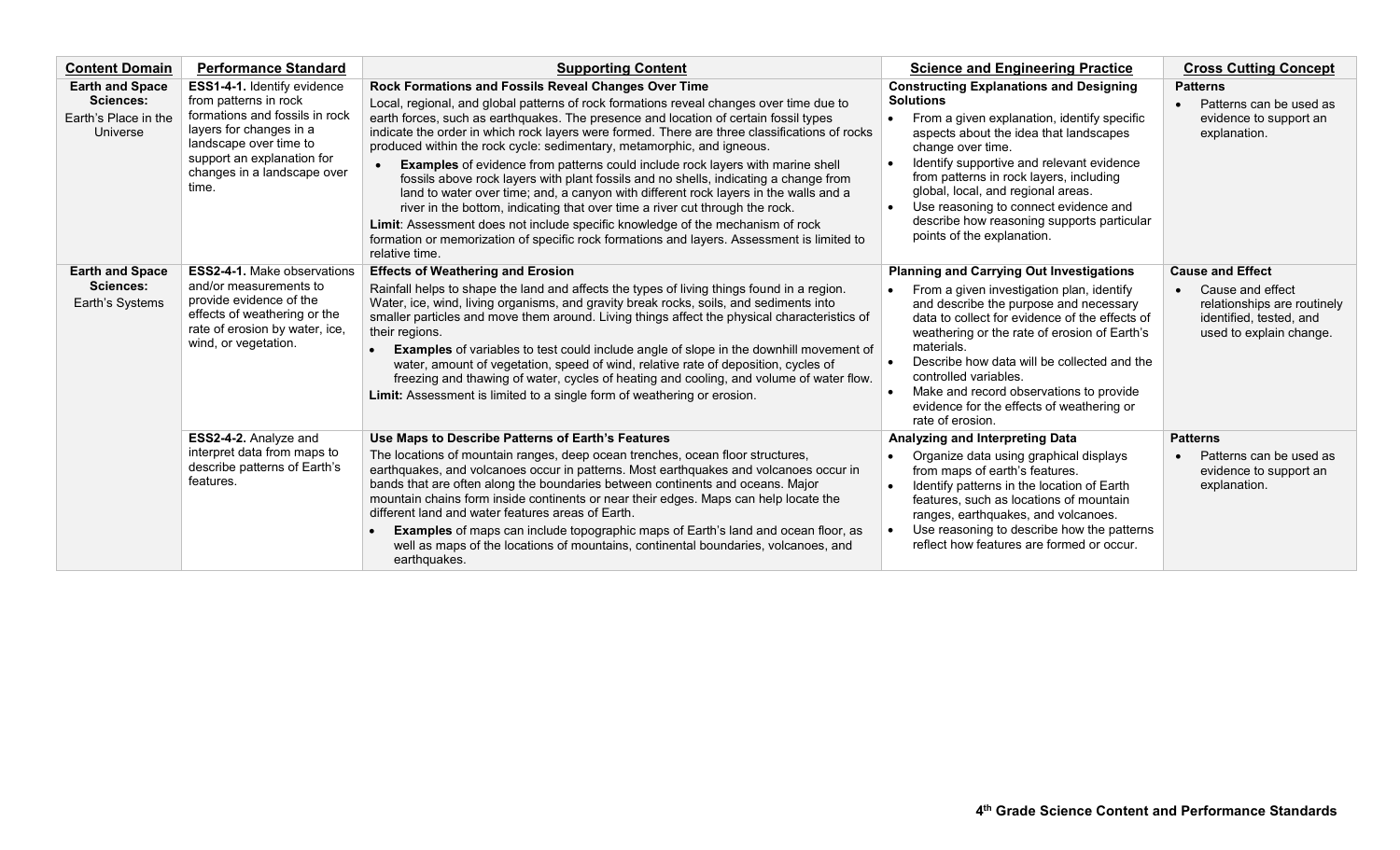| Content Domain | Performance Standard | Supporting Content | Science and Engineering Practice | Cross Cutting Concept |
|---|---|---|---|---|
| **Earth and Space Sciences:** Earth's Place in the Universe | **ESS1-4-1.** Identify evidence from patterns in rock formations and fossils in rock layers for changes in a landscape over time to support an explanation for changes in a landscape over time. | **Rock Formations and Fossils Reveal Changes Over Time** <br> Local, regional, and global patterns of rock formations reveal changes over time due to earth forces, such as earthquakes. The presence and location of certain fossil types indicate the order in which rock layers were formed. There are three classifications of rocks produced within the rock cycle: sedimentary, metamorphic, and igneous. <br> • **Examples** of evidence from patterns could include rock layers with marine shell fossils above rock layers with plant fossils and no shells, indicating a change from land to water over time; and, a canyon with different rock layers in the walls and a river in the bottom, indicating that over time a river cut through the rock. <br> **Limit**: Assessment does not include specific knowledge of the mechanism of rock formation or memorization of specific rock formations and layers. Assessment is limited to relative time. | **Constructing Explanations and Designing Solutions** <br> • From a given explanation, identify specific aspects about the idea that landscapes change over time. <br> • Identify supportive and relevant evidence from patterns in rock layers, including global, local, and regional areas. <br> • Use reasoning to connect evidence and describe how reasoning supports particular points of the explanation. | **Patterns** <br> • Patterns can be used as evidence to support an explanation. |
| **Earth and Space Sciences:** Earth's Systems | **ESS2-4-1.** Make observations and/or measurements to provide evidence of the effects of weathering or the rate of erosion by water, ice, wind, or vegetation. | **Effects of Weathering and Erosion** <br> Rainfall helps to shape the land and affects the types of living things found in a region. Water, ice, wind, living organisms, and gravity break rocks, soils, and sediments into smaller particles and move them around. Living things affect the physical characteristics of their regions. <br> • **Examples** of variables to test could include angle of slope in the downhill movement of water, amount of vegetation, speed of wind, relative rate of deposition, cycles of freezing and thawing of water, cycles of heating and cooling, and volume of water flow. <br> **Limit:** Assessment is limited to a single form of weathering or erosion. | **Planning and Carrying Out Investigations** <br> • From a given investigation plan, identify and describe the purpose and necessary data to collect for evidence of the effects of weathering or the rate of erosion of Earth's materials. <br> • Describe how data will be collected and the controlled variables. <br> • Make and record observations to provide evidence for the effects of weathering or rate of erosion. | **Cause and Effect** <br> • Cause and effect relationships are routinely identified, tested, and used to explain change. |
| | **ESS2-4-2.** Analyze and interpret data from maps to describe patterns of Earth's features. | **Use Maps to Describe Patterns of Earth's Features** <br> The locations of mountain ranges, deep ocean trenches, ocean floor structures, earthquakes, and volcanoes occur in patterns. Most earthquakes and volcanoes occur in bands that are often along the boundaries between continents and oceans. Major mountain chains form inside continents or near their edges. Maps can help locate the different land and water features areas of Earth. <br> • **Examples** of maps can include topographic maps of Earth's land and ocean floor, as well as maps of the locations of mountains, continental boundaries, volcanoes, and earthquakes. | **Analyzing and Interpreting Data** <br> • Organize data using graphical displays from maps of earth's features. <br> • Identify patterns in the location of Earth features, such as locations of mountain ranges, earthquakes, and volcanoes. <br> • Use reasoning to describe how the patterns reflect how features are formed or occur. | **Patterns** <br> • Patterns can be used as evidence to support an explanation. |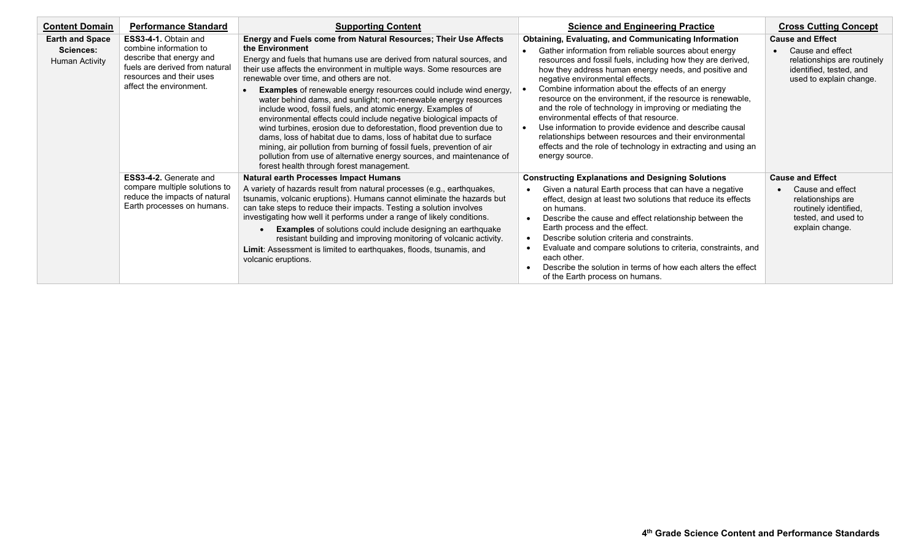| Content Domain | Performance Standard | Supporting Content | Science and Engineering Practice | Cross Cutting Concept |
|---|---|---|---|---|
| **Earth and Space Sciences:** Human Activity | **ESS3-4-1.** Obtain and combine information to describe that energy and fuels are derived from natural resources and their uses affect the environment. | **Energy and Fuels come from Natural Resources; Their Use Affects the Environment**<br>Energy and fuels that humans use are derived from natural sources, and their use affects the environment in multiple ways. Some resources are renewable over time, and others are not.<br>• **Examples** of renewable energy resources could include wind energy, water behind dams, and sunlight; non-renewable energy resources include wood, fossil fuels, and atomic energy. Examples of environmental effects could include negative biological impacts of wind turbines, erosion due to deforestation, flood prevention due to dams, loss of habitat due to dams, loss of habitat due to surface mining, air pollution from burning of fossil fuels, prevention of air pollution from use of alternative energy sources, and maintenance of forest health through forest management. | **Obtaining, Evaluating, and Communicating Information**<br>• Gather information from reliable sources about energy resources and fossil fuels, including how they are derived, how they address human energy needs, and positive and negative environmental effects.<br>• Combine information about the effects of an energy resource on the environment, if the resource is renewable, and the role of technology in improving or mediating the environmental effects of that resource.<br>• Use information to provide evidence and describe causal relationships between resources and their environmental effects and the role of technology in extracting and using an energy source. | **Cause and Effect**<br>• Cause and effect relationships are routinely identified, tested, and used to explain change. |
| | **ESS3-4-2.** Generate and compare multiple solutions to reduce the impacts of natural Earth processes on humans. | **Natural earth Processes Impact Humans**<br>A variety of hazards result from natural processes (e.g., earthquakes, tsunamis, volcanic eruptions). Humans cannot eliminate the hazards but can take steps to reduce their impacts. Testing a solution involves investigating how well it performs under a range of likely conditions.<br>• **Examples** of solutions could include designing an earthquake resistant building and improving monitoring of volcanic activity.<br>**Limit**: Assessment is limited to earthquakes, floods, tsunamis, and volcanic eruptions. | **Constructing Explanations and Designing Solutions**<br>• Given a natural Earth process that can have a negative effect, design at least two solutions that reduce its effects on humans.<br>• Describe the cause and effect relationship between the Earth process and the effect.<br>• Describe solution criteria and constraints.<br>• Evaluate and compare solutions to criteria, constraints, and each other.<br>• Describe the solution in terms of how each alters the effect of the Earth process on humans. | **Cause and Effect**<br>• Cause and effect relationships are routinely identified, tested, and used to explain change. |